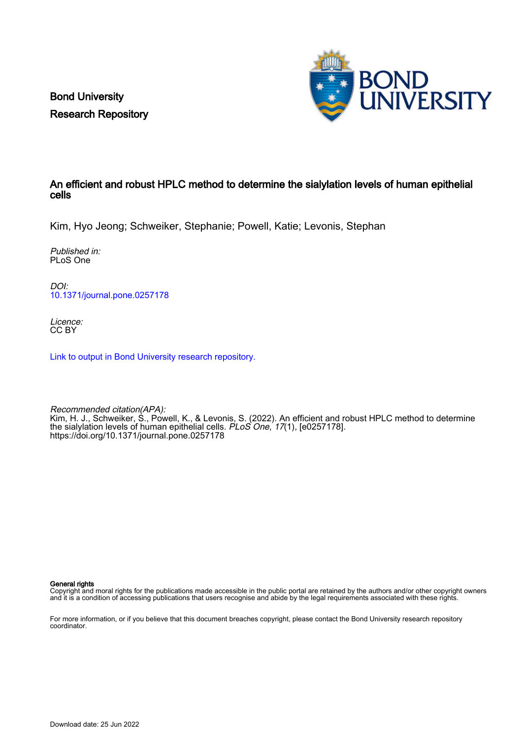Bond University
Research Repository

# An efficient and robust HPLC method to determine the sialylation levels of human epithelial cells

Kim, Hyo Jeong; Schweiker, Stephanie; Powell, Katie; Levonis, Stephan

*Published in:*
PLoS One

*DOI:*
10.1371/journal.pone.0257178

*Licence:*
CC BY

Link to output in Bond University research repository.

*Recommended citation(APA):*
Kim, H. J., Schweiker, S., Powell, K., & Levonis, S. (2022). An efficient and robust HPLC method to determine the sialylation levels of human epithelial cells. *PLoS One*, *17*(1), [e0257178]. https://doi.org/10.1371/journal.pone.0257178

**General rights**
Copyright and moral rights for the publications made accessible in the public portal are retained by the authors and/or other copyright owners and it is a condition of accessing publications that users recognise and abide by the legal requirements associated with these rights.

For more information, or if you believe that this document breaches copyright, please contact the Bond University research repository coordinator.

Download date: 25 Jun 2022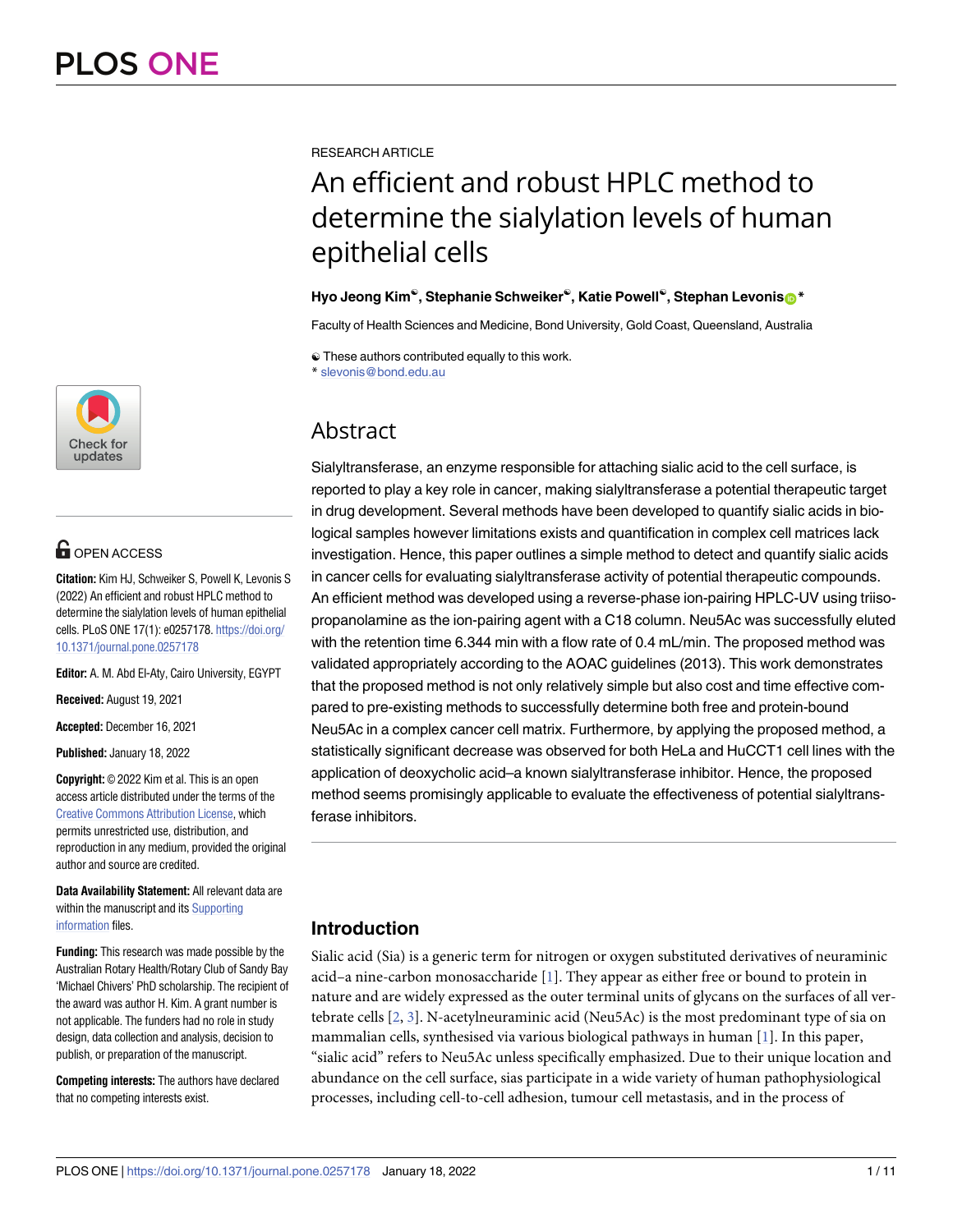# An efficient and robust HPLC method to determine the sialylation levels of human epithelial cells

**Hyo Jeong Kim☯, Stephanie Schweiker☯, Katie Powell☯, Stephan Levonis\***

Faculty of Health Sciences and Medicine, Bond University, Gold Coast, Queensland, Australia

☯ These authors contributed equally to this work.
\* slevonis@bond.edu.au

OPEN ACCESS

**Citation:** Kim HJ, Schweiker S, Powell K, Levonis S (2022) An efficient and robust HPLC method to determine the sialylation levels of human epithelial cells. PLoS ONE 17(1): e0257178. https://doi.org/10.1371/journal.pone.0257178

**Editor:** A. M. Abd El-Aty, Cairo University, EGYPT

**Received:** August 19, 2021

**Accepted:** December 16, 2021

**Published:** January 18, 2022

**Copyright:** © 2022 Kim et al. This is an open access article distributed under the terms of the Creative Commons Attribution License, which permits unrestricted use, distribution, and reproduction in any medium, provided the original author and source are credited.

**Data Availability Statement:** All relevant data are within the manuscript and its Supporting information files.

**Funding:** This research was made possible by the Australian Rotary Health/Rotary Club of Sandy Bay 'Michael Chivers' PhD scholarship. The recipient of the award was author H. Kim. A grant number is not applicable. The funders had no role in study design, data collection and analysis, decision to publish, or preparation of the manuscript.

**Competing interests:** The authors have declared that no competing interests exist.

## Abstract

Sialyltransferase, an enzyme responsible for attaching sialic acid to the cell surface, is reported to play a key role in cancer, making sialyltransferase a potential therapeutic target in drug development. Several methods have been developed to quantify sialic acids in biological samples however limitations exists and quantification in complex cell matrices lack investigation. Hence, this paper outlines a simple method to detect and quantify sialic acids in cancer cells for evaluating sialyltransferase activity of potential therapeutic compounds. An efficient method was developed using a reverse-phase ion-pairing HPLC-UV using triisopropanolamine as the ion-pairing agent with a C18 column. Neu5Ac was successfully eluted with the retention time 6.344 min with a flow rate of 0.4 mL/min. The proposed method was validated appropriately according to the AOAC guidelines (2013). This work demonstrates that the proposed method is not only relatively simple but also cost and time effective compared to pre-existing methods to successfully determine both free and protein-bound Neu5Ac in a complex cancer cell matrix. Furthermore, by applying the proposed method, a statistically significant decrease was observed for both HeLa and HuCCT1 cell lines with the application of deoxycholic acid–a known sialyltransferase inhibitor. Hence, the proposed method seems promisingly applicable to evaluate the effectiveness of potential sialyltransferase inhibitors.

## Introduction

Sialic acid (Sia) is a generic term for nitrogen or oxygen substituted derivatives of neuraminic acid–a nine-carbon monosaccharide [1]. They appear as either free or bound to protein in nature and are widely expressed as the outer terminal units of glycans on the surfaces of all vertebrate cells [2, 3]. N-acetylneuraminic acid (Neu5Ac) is the most predominant type of sia on mammalian cells, synthesised via various biological pathways in human [1]. In this paper, "sialic acid" refers to Neu5Ac unless specifically emphasized. Due to their unique location and abundance on the cell surface, sias participate in a wide variety of human pathophysiological processes, including cell-to-cell adhesion, tumour cell metastasis, and in the process of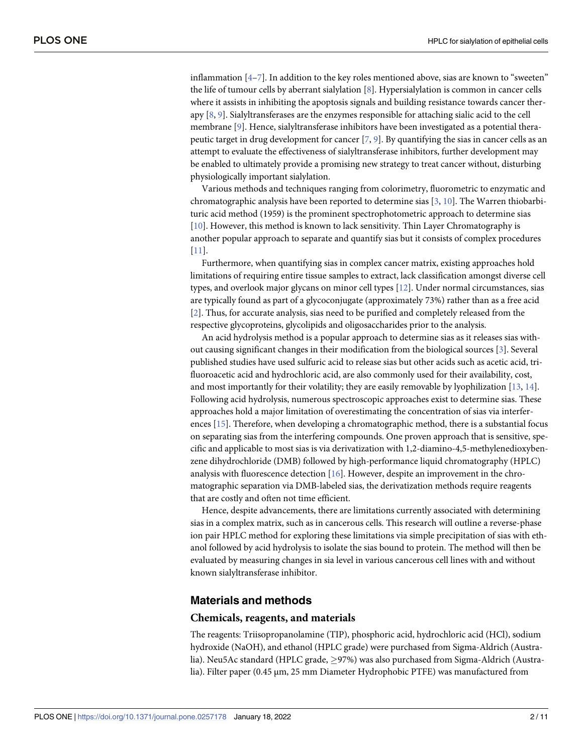inflammation [4–7]. In addition to the key roles mentioned above, sias are known to "sweeten" the life of tumour cells by aberrant sialylation [8]. Hypersialylation is common in cancer cells where it assists in inhibiting the apoptosis signals and building resistance towards cancer therapy [8, 9]. Sialyltransferases are the enzymes responsible for attaching sialic acid to the cell membrane [9]. Hence, sialyltransferase inhibitors have been investigated as a potential therapeutic target in drug development for cancer [7, 9]. By quantifying the sias in cancer cells as an attempt to evaluate the effectiveness of sialyltransferase inhibitors, further development may be enabled to ultimately provide a promising new strategy to treat cancer without, disturbing physiologically important sialylation.

Various methods and techniques ranging from colorimetry, fluorometric to enzymatic and chromatographic analysis have been reported to determine sias [3, 10]. The Warren thiobarbituric acid method (1959) is the prominent spectrophotometric approach to determine sias [10]. However, this method is known to lack sensitivity. Thin Layer Chromatography is another popular approach to separate and quantify sias but it consists of complex procedures [11].

Furthermore, when quantifying sias in complex cancer matrix, existing approaches hold limitations of requiring entire tissue samples to extract, lack classification amongst diverse cell types, and overlook major glycans on minor cell types [12]. Under normal circumstances, sias are typically found as part of a glycoconjugate (approximately 73%) rather than as a free acid [2]. Thus, for accurate analysis, sias need to be purified and completely released from the respective glycoproteins, glycolipids and oligosaccharides prior to the analysis.

An acid hydrolysis method is a popular approach to determine sias as it releases sias without causing significant changes in their modification from the biological sources [3]. Several published studies have used sulfuric acid to release sias but other acids such as acetic acid, trifluoroacetic acid and hydrochloric acid, are also commonly used for their availability, cost, and most importantly for their volatility; they are easily removable by lyophilization [13, 14]. Following acid hydrolysis, numerous spectroscopic approaches exist to determine sias. These approaches hold a major limitation of overestimating the concentration of sias via interferences [15]. Therefore, when developing a chromatographic method, there is a substantial focus on separating sias from the interfering compounds. One proven approach that is sensitive, specific and applicable to most sias is via derivatization with 1,2-diamino-4,5-methylenedioxybenzene dihydrochloride (DMB) followed by high-performance liquid chromatography (HPLC) analysis with fluorescence detection [16]. However, despite an improvement in the chromatographic separation via DMB-labeled sias, the derivatization methods require reagents that are costly and often not time efficient.

Hence, despite advancements, there are limitations currently associated with determining sias in a complex matrix, such as in cancerous cells. This research will outline a reverse-phase ion pair HPLC method for exploring these limitations via simple precipitation of sias with ethanol followed by acid hydrolysis to isolate the sias bound to protein. The method will then be evaluated by measuring changes in sia level in various cancerous cell lines with and without known sialyltransferase inhibitor.

## Materials and methods

### Chemicals, reagents, and materials

The reagents: Triisopropanolamine (TIP), phosphoric acid, hydrochloric acid (HCl), sodium hydroxide (NaOH), and ethanol (HPLC grade) were purchased from Sigma-Aldrich (Australia). Neu5Ac standard (HPLC grade, $\geq$97%) was also purchased from Sigma-Aldrich (Australia). Filter paper (0.45 μm, 25 mm Diameter Hydrophobic PTFE) was manufactured from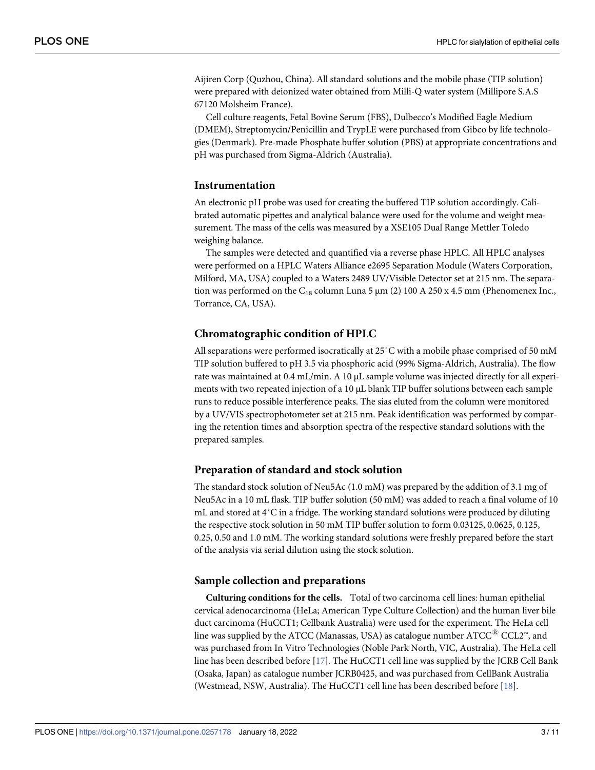Aijiren Corp (Quzhou, China). All standard solutions and the mobile phase (TIP solution) were prepared with deionized water obtained from Milli-Q water system (Millipore S.A.S 67120 Molsheim France).

Cell culture reagents, Fetal Bovine Serum (FBS), Dulbecco's Modified Eagle Medium (DMEM), Streptomycin/Penicillin and TrypLE were purchased from Gibco by life technologies (Denmark). Pre-made Phosphate buffer solution (PBS) at appropriate concentrations and pH was purchased from Sigma-Aldrich (Australia).

## Instrumentation

An electronic pH probe was used for creating the buffered TIP solution accordingly. Calibrated automatic pipettes and analytical balance were used for the volume and weight measurement. The mass of the cells was measured by a XSE105 Dual Range Mettler Toledo weighing balance.

The samples were detected and quantified via a reverse phase HPLC. All HPLC analyses were performed on a HPLC Waters Alliance e2695 Separation Module (Waters Corporation, Milford, MA, USA) coupled to a Waters 2489 UV/Visible Detector set at 215 nm. The separation was performed on the $C_{18}$ column Luna 5 μm (2) 100 A 250 x 4.5 mm (Phenomenex Inc., Torrance, CA, USA).

## Chromatographic condition of HPLC

All separations were performed isocratically at 25˚C with a mobile phase comprised of 50 mM TIP solution buffered to pH 3.5 via phosphoric acid (99% Sigma-Aldrich, Australia). The flow rate was maintained at 0.4 mL/min. A 10 μL sample volume was injected directly for all experiments with two repeated injection of a 10 μL blank TIP buffer solutions between each sample runs to reduce possible interference peaks. The sias eluted from the column were monitored by a UV/VIS spectrophotometer set at 215 nm. Peak identification was performed by comparing the retention times and absorption spectra of the respective standard solutions with the prepared samples.

## Preparation of standard and stock solution

The standard stock solution of Neu5Ac (1.0 mM) was prepared by the addition of 3.1 mg of Neu5Ac in a 10 mL flask. TIP buffer solution (50 mM) was added to reach a final volume of 10 mL and stored at 4˚C in a fridge. The working standard solutions were produced by diluting the respective stock solution in 50 mM TIP buffer solution to form 0.03125, 0.0625, 0.125, 0.25, 0.50 and 1.0 mM. The working standard solutions were freshly prepared before the start of the analysis via serial dilution using the stock solution.

## Sample collection and preparations

**Culturing conditions for the cells.** Total of two carcinoma cell lines: human epithelial cervical adenocarcinoma (HeLa; American Type Culture Collection) and the human liver bile duct carcinoma (HuCCT1; Cellbank Australia) were used for the experiment. The HeLa cell line was supplied by the ATCC (Manassas, USA) as catalogue number ATCC® CCL2™, and was purchased from In Vitro Technologies (Noble Park North, VIC, Australia). The HeLa cell line has been described before [17]. The HuCCT1 cell line was supplied by the JCRB Cell Bank (Osaka, Japan) as catalogue number JCRB0425, and was purchased from CellBank Australia (Westmead, NSW, Australia). The HuCCT1 cell line has been described before [18].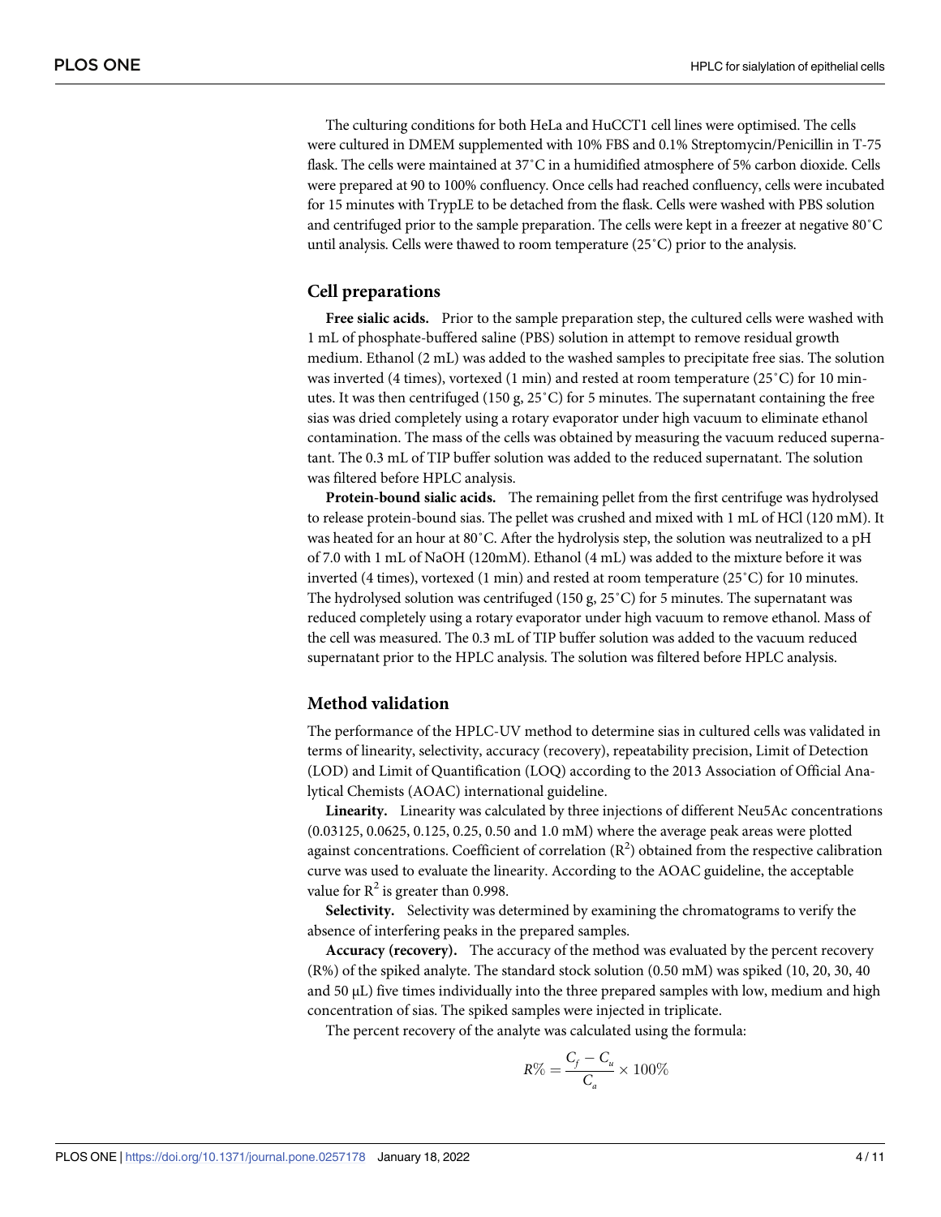The culturing conditions for both HeLa and HuCCT1 cell lines were optimised. The cells were cultured in DMEM supplemented with 10% FBS and 0.1% Streptomycin/Penicillin in T-75 flask. The cells were maintained at 37˚C in a humidified atmosphere of 5% carbon dioxide. Cells were prepared at 90 to 100% confluency. Once cells had reached confluency, cells were incubated for 15 minutes with TrypLE to be detached from the flask. Cells were washed with PBS solution and centrifuged prior to the sample preparation. The cells were kept in a freezer at negative 80˚C until analysis. Cells were thawed to room temperature (25˚C) prior to the analysis.

## Cell preparations

**Free sialic acids.** Prior to the sample preparation step, the cultured cells were washed with 1 mL of phosphate-buffered saline (PBS) solution in attempt to remove residual growth medium. Ethanol (2 mL) was added to the washed samples to precipitate free sias. The solution was inverted (4 times), vortexed (1 min) and rested at room temperature (25˚C) for 10 minutes. It was then centrifuged (150 g, 25˚C) for 5 minutes. The supernatant containing the free sias was dried completely using a rotary evaporator under high vacuum to eliminate ethanol contamination. The mass of the cells was obtained by measuring the vacuum reduced supernatant. The 0.3 mL of TIP buffer solution was added to the reduced supernatant. The solution was filtered before HPLC analysis.

**Protein-bound sialic acids.** The remaining pellet from the first centrifuge was hydrolysed to release protein-bound sias. The pellet was crushed and mixed with 1 mL of HCl (120 mM). It was heated for an hour at 80˚C. After the hydrolysis step, the solution was neutralized to a pH of 7.0 with 1 mL of NaOH (120mM). Ethanol (4 mL) was added to the mixture before it was inverted (4 times), vortexed (1 min) and rested at room temperature (25˚C) for 10 minutes. The hydrolysed solution was centrifuged (150 g, 25˚C) for 5 minutes. The supernatant was reduced completely using a rotary evaporator under high vacuum to remove ethanol. Mass of the cell was measured. The 0.3 mL of TIP buffer solution was added to the vacuum reduced supernatant prior to the HPLC analysis. The solution was filtered before HPLC analysis.

## Method validation

The performance of the HPLC-UV method to determine sias in cultured cells was validated in terms of linearity, selectivity, accuracy (recovery), repeatability precision, Limit of Detection (LOD) and Limit of Quantification (LOQ) according to the 2013 Association of Official Analytical Chemists (AOAC) international guideline.

**Linearity.** Linearity was calculated by three injections of different Neu5Ac concentrations (0.03125, 0.0625, 0.125, 0.25, 0.50 and 1.0 mM) where the average peak areas were plotted against concentrations. Coefficient of correlation ($R^2$) obtained from the respective calibration curve was used to evaluate the linearity. According to the AOAC guideline, the acceptable value for $R^2$ is greater than 0.998.

**Selectivity.** Selectivity was determined by examining the chromatograms to verify the absence of interfering peaks in the prepared samples.

**Accuracy (recovery).** The accuracy of the method was evaluated by the percent recovery (R%) of the spiked analyte. The standard stock solution (0.50 mM) was spiked (10, 20, 30, 40 and 50 μL) five times individually into the three prepared samples with low, medium and high concentration of sias. The spiked samples were injected in triplicate.

The percent recovery of the analyte was calculated using the formula:

$$R\% = \frac{C_f - C_u}{C_a} \times 100\%$$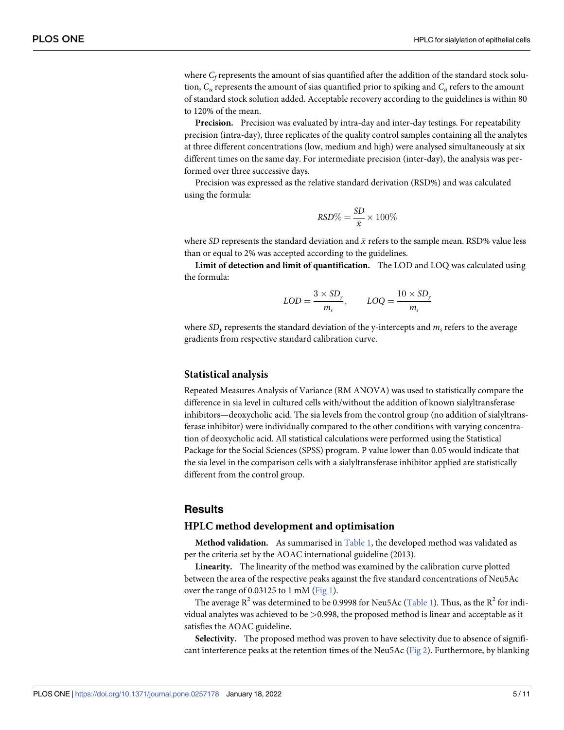where $C_f$ represents the amount of sias quantified after the addition of the standard stock solution, $C_u$ represents the amount of sias quantified prior to spiking and $C_a$ refers to the amount of standard stock solution added. Acceptable recovery according to the guidelines is within 80 to 120% of the mean.

**Precision.** Precision was evaluated by intra-day and inter-day testings. For repeatability precision (intra-day), three replicates of the quality control samples containing all the analytes at three different concentrations (low, medium and high) were analysed simultaneously at six different times on the same day. For intermediate precision (inter-day), the analysis was performed over three successive days.

Precision was expressed as the relative standard derivation (RSD%) and was calculated using the formula:

$$RSD\% = \frac{SD}{\bar{x}} \times 100\%$$

where $SD$ represents the standard deviation and $\bar{x}$ refers to the sample mean. RSD% value less than or equal to 2% was accepted according to the guidelines.

**Limit of detection and limit of quantification.** The LOD and LOQ was calculated using the formula:

$$LOD = \frac{3 \times SD_y}{m_s}, \qquad LOQ = \frac{10 \times SD_y}{m_s}$$

where $SD_y$ represents the standard deviation of the y-intercepts and $m_s$ refers to the average gradients from respective standard calibration curve.

## Statistical analysis

Repeated Measures Analysis of Variance (RM ANOVA) was used to statistically compare the difference in sia level in cultured cells with/without the addition of known sialyltransferase inhibitors—deoxycholic acid. The sia levels from the control group (no addition of sialyltransferase inhibitor) were individually compared to the other conditions with varying concentration of deoxycholic acid. All statistical calculations were performed using the Statistical Package for the Social Sciences (SPSS) program. P value lower than 0.05 would indicate that the sia level in the comparison cells with a sialyltransferase inhibitor applied are statistically different from the control group.

# Results

## HPLC method development and optimisation

**Method validation.** As summarised in Table 1, the developed method was validated as per the criteria set by the AOAC international guideline (2013).

**Linearity.** The linearity of the method was examined by the calibration curve plotted between the area of the respective peaks against the five standard concentrations of Neu5Ac over the range of 0.03125 to 1 mM (Fig 1).

The average $R^2$ was determined to be 0.9998 for Neu5Ac (Table 1). Thus, as the $R^2$ for individual analytes was achieved to be >0.998, the proposed method is linear and acceptable as it satisfies the AOAC guideline.

**Selectivity.** The proposed method was proven to have selectivity due to absence of significant interference peaks at the retention times of the Neu5Ac (Fig 2). Furthermore, by blanking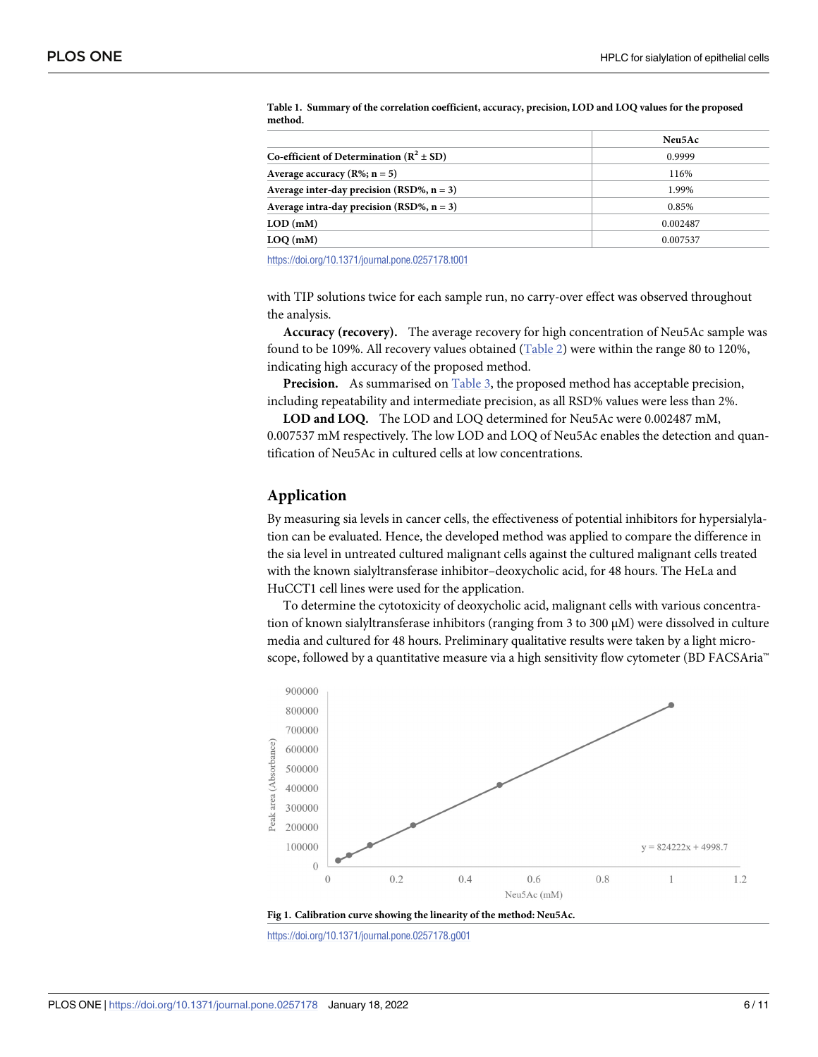Table 1. Summary of the correlation coefficient, accuracy, precision, LOD and LOQ values for the proposed method.

| | Neu5Ac |
|---|---|
| Co-efficient of Determination ($R^2 \pm SD$) | 0.9999 |
| Average accuracy (R%; n = 5) | 116% |
| Average inter-day precision (RSD%, n = 3) | 1.99% |
| Average intra-day precision (RSD%, n = 3) | 0.85% |
| LOD (mM) | 0.002487 |
| LOQ (mM) | 0.007537 |

https://doi.org/10.1371/journal.pone.0257178.t001

with TIP solutions twice for each sample run, no carry-over effect was observed throughout the analysis.

**Accuracy (recovery).** The average recovery for high concentration of Neu5Ac sample was found to be 109%. All recovery values obtained (Table 2) were within the range 80 to 120%, indicating high accuracy of the proposed method.

**Precision.** As summarised on Table 3, the proposed method has acceptable precision, including repeatability and intermediate precision, as all RSD% values were less than 2%.

**LOD and LOQ.** The LOD and LOQ determined for Neu5Ac were 0.002487 mM, 0.007537 mM respectively. The low LOD and LOQ of Neu5Ac enables the detection and quantification of Neu5Ac in cultured cells at low concentrations.

## Application

By measuring sia levels in cancer cells, the effectiveness of potential inhibitors for hypersialylation can be evaluated. Hence, the developed method was applied to compare the difference in the sia level in untreated cultured malignant cells against the cultured malignant cells treated with the known sialyltransferase inhibitor–deoxycholic acid, for 48 hours. The HeLa and HuCCT1 cell lines were used for the application.

To determine the cytotoxicity of deoxycholic acid, malignant cells with various concentration of known sialyltransferase inhibitors (ranging from 3 to 300 μM) were dissolved in culture media and cultured for 48 hours. Preliminary qualitative results were taken by a light microscope, followed by a quantitative measure via a high sensitivity flow cytometer (BD FACSAria™

Fig 1. Calibration curve showing the linearity of the method: Neu5Ac.

https://doi.org/10.1371/journal.pone.0257178.g001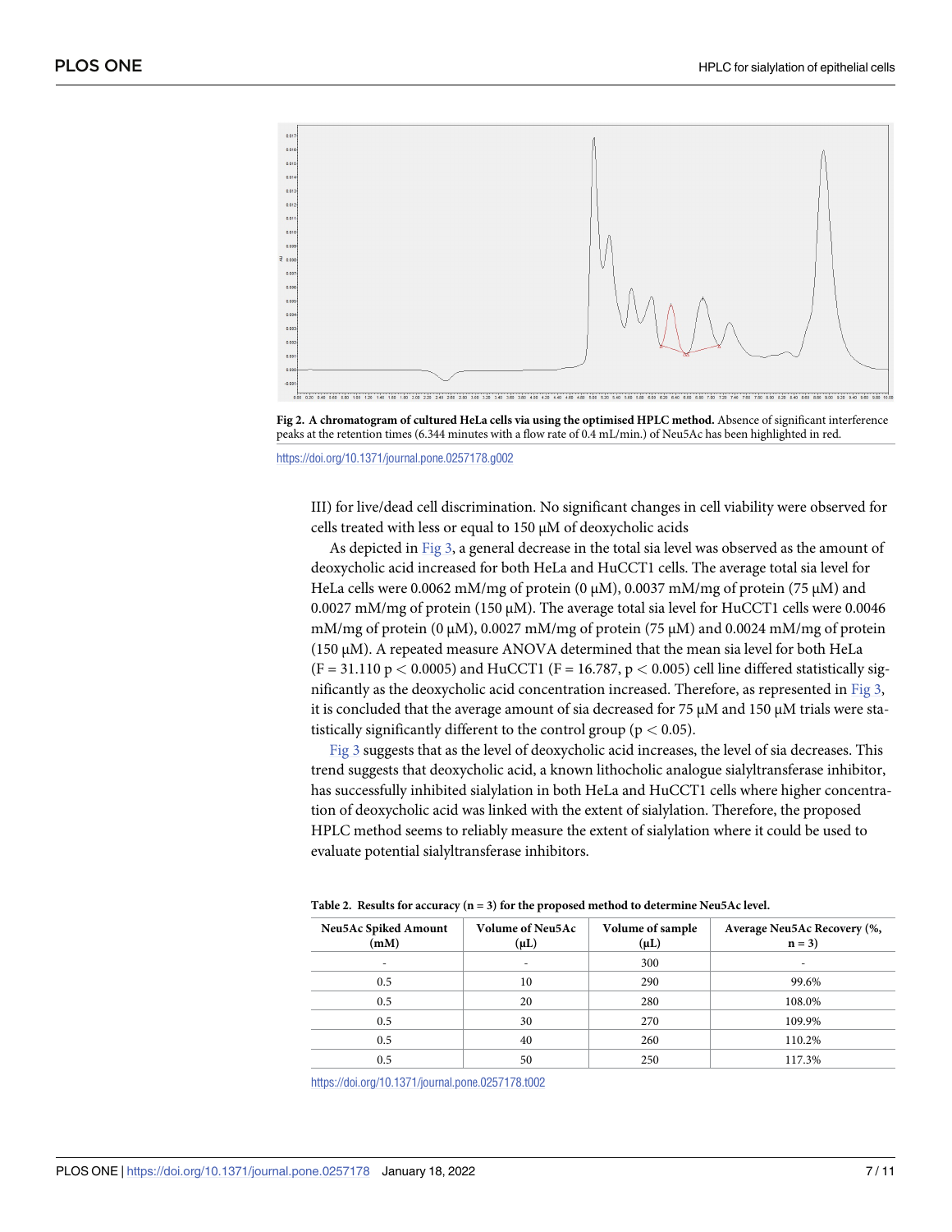**Fig 2. A chromatogram of cultured HeLa cells via using the optimised HPLC method.** Absence of significant interference peaks at the retention times (6.344 minutes with a flow rate of 0.4 mL/min.) of Neu5Ac has been highlighted in red.

https://doi.org/10.1371/journal.pone.0257178.g002

III) for live/dead cell discrimination. No significant changes in cell viability were observed for cells treated with less or equal to 150 μM of deoxycholic acids

As depicted in Fig 3, a general decrease in the total sia level was observed as the amount of deoxycholic acid increased for both HeLa and HuCCT1 cells. The average total sia level for HeLa cells were 0.0062 mM/mg of protein (0 μM), 0.0037 mM/mg of protein (75 μM) and 0.0027 mM/mg of protein (150 μM). The average total sia level for HuCCT1 cells were 0.0046 mM/mg of protein (0 μM), 0.0027 mM/mg of protein (75 μM) and 0.0024 mM/mg of protein (150 μM). A repeated measure ANOVA determined that the mean sia level for both HeLa ($F = 31.110$ $p < 0.0005$) and HuCCT1 ($F = 16.787$, $p < 0.005$) cell line differed statistically significantly as the deoxycholic acid concentration increased. Therefore, as represented in Fig 3, it is concluded that the average amount of sia decreased for 75 μM and 150 μM trials were statistically significantly different to the control group ($p < 0.05$).

Fig 3 suggests that as the level of deoxycholic acid increases, the level of sia decreases. This trend suggests that deoxycholic acid, a known lithocholic analogue sialyltransferase inhibitor, has successfully inhibited sialylation in both HeLa and HuCCT1 cells where higher concentration of deoxycholic acid was linked with the extent of sialylation. Therefore, the proposed HPLC method seems to reliably measure the extent of sialylation where it could be used to evaluate potential sialyltransferase inhibitors.

**Table 2. Results for accuracy (n = 3) for the proposed method to determine Neu5Ac level.**

| Neu5Ac Spiked Amount (mM) | Volume of Neu5Ac (μL) | Volume of sample (μL) | Average Neu5Ac Recovery (%, n = 3) |
|---|---|---|---|
| - | - | 300 | - |
| 0.5 | 10 | 290 | 99.6% |
| 0.5 | 20 | 280 | 108.0% |
| 0.5 | 30 | 270 | 109.9% |
| 0.5 | 40 | 260 | 110.2% |
| 0.5 | 50 | 250 | 117.3% |

https://doi.org/10.1371/journal.pone.0257178.t002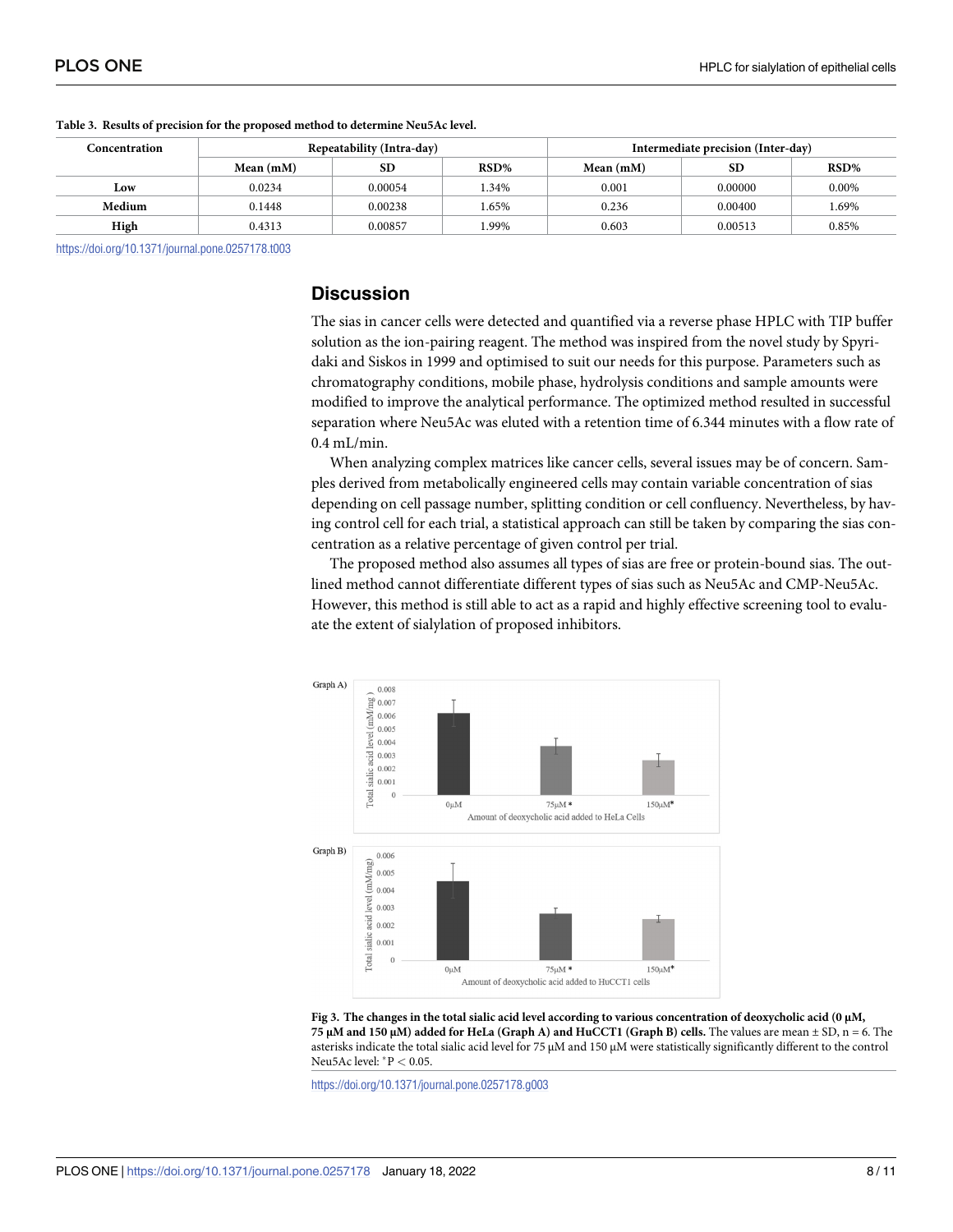**Table 3. Results of precision for the proposed method to determine Neu5Ac level.**

| Concentration | Repeatability (Intra-day) | | | Intermediate precision (Inter-day) | | |
|---|---|---|---|---|---|---|
| | Mean (mM) | SD | RSD% | Mean (mM) | SD | RSD% |
| **Low** | 0.0234 | 0.00054 | 1.34% | 0.001 | 0.00000 | 0.00% |
| **Medium** | 0.1448 | 0.00238 | 1.65% | 0.236 | 0.00400 | 1.69% |
| **High** | 0.4313 | 0.00857 | 1.99% | 0.603 | 0.00513 | 0.85% |

https://doi.org/10.1371/journal.pone.0257178.t003

## Discussion

The sias in cancer cells were detected and quantified via a reverse phase HPLC with TIP buffer solution as the ion-pairing reagent. The method was inspired from the novel study by Spyridaki and Siskos in 1999 and optimised to suit our needs for this purpose. Parameters such as chromatography conditions, mobile phase, hydrolysis conditions and sample amounts were modified to improve the analytical performance. The optimized method resulted in successful separation where Neu5Ac was eluted with a retention time of 6.344 minutes with a flow rate of 0.4 mL/min.

When analyzing complex matrices like cancer cells, several issues may be of concern. Samples derived from metabolically engineered cells may contain variable concentration of sias depending on cell passage number, splitting condition or cell confluency. Nevertheless, by having control cell for each trial, a statistical approach can still be taken by comparing the sias concentration as a relative percentage of given control per trial.

The proposed method also assumes all types of sias are free or protein-bound sias. The outlined method cannot differentiate different types of sias such as Neu5Ac and CMP-Neu5Ac. However, this method is still able to act as a rapid and highly effective screening tool to evaluate the extent of sialylation of proposed inhibitors.

**Fig 3. The changes in the total sialic acid level according to various concentration of deoxycholic acid (0 μM, 75 μM and 150 μM) added for HeLa (Graph A) and HuCCT1 (Graph B) cells.** The values are mean ± SD, n = 6. The asterisks indicate the total sialic acid level for 75 μM and 150 μM were statistically significantly different to the control Neu5Ac level: $^{*}P < 0.05$.

https://doi.org/10.1371/journal.pone.0257178.g003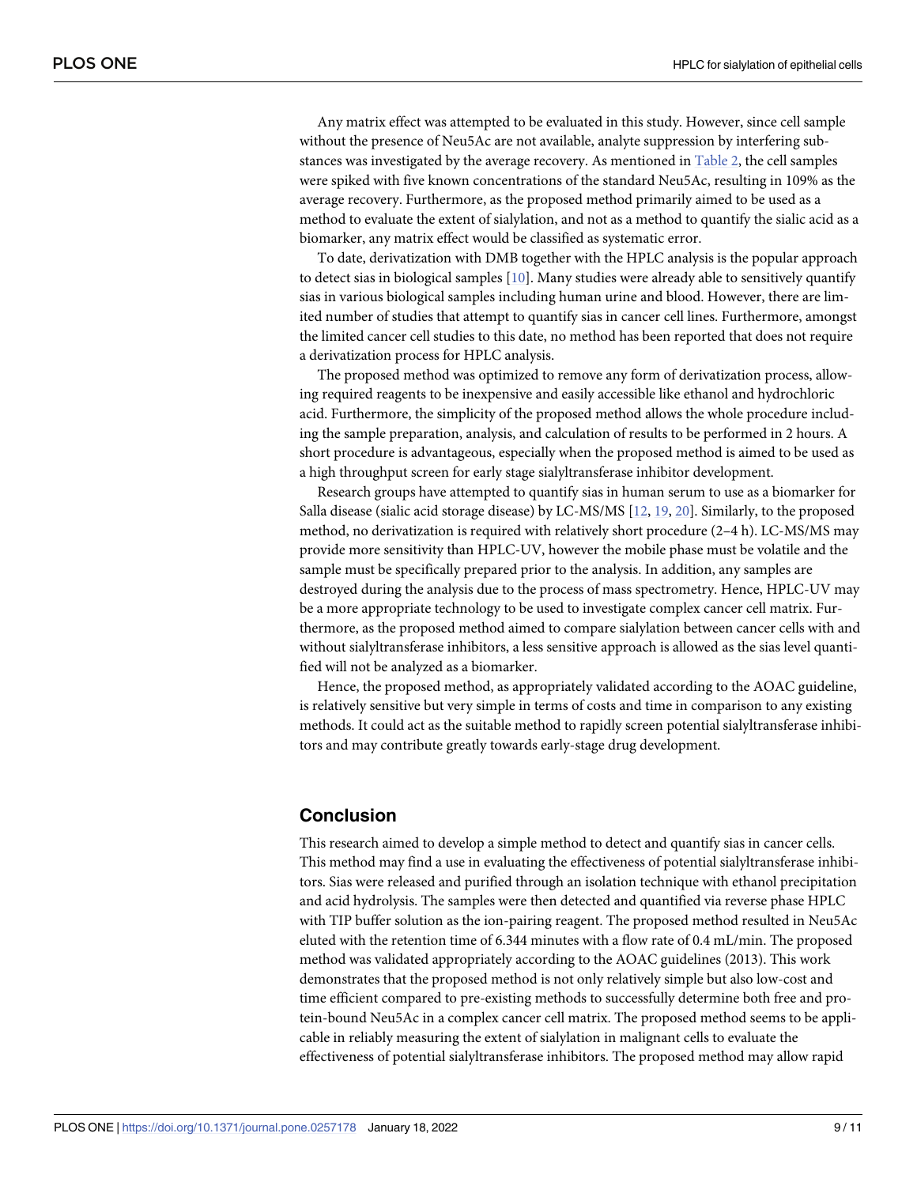Any matrix effect was attempted to be evaluated in this study. However, since cell sample without the presence of Neu5Ac are not available, analyte suppression by interfering substances was investigated by the average recovery. As mentioned in Table 2, the cell samples were spiked with five known concentrations of the standard Neu5Ac, resulting in 109% as the average recovery. Furthermore, as the proposed method primarily aimed to be used as a method to evaluate the extent of sialylation, and not as a method to quantify the sialic acid as a biomarker, any matrix effect would be classified as systematic error.

To date, derivatization with DMB together with the HPLC analysis is the popular approach to detect sias in biological samples [10]. Many studies were already able to sensitively quantify sias in various biological samples including human urine and blood. However, there are limited number of studies that attempt to quantify sias in cancer cell lines. Furthermore, amongst the limited cancer cell studies to this date, no method has been reported that does not require a derivatization process for HPLC analysis.

The proposed method was optimized to remove any form of derivatization process, allowing required reagents to be inexpensive and easily accessible like ethanol and hydrochloric acid. Furthermore, the simplicity of the proposed method allows the whole procedure including the sample preparation, analysis, and calculation of results to be performed in 2 hours. A short procedure is advantageous, especially when the proposed method is aimed to be used as a high throughput screen for early stage sialyltransferase inhibitor development.

Research groups have attempted to quantify sias in human serum to use as a biomarker for Salla disease (sialic acid storage disease) by LC-MS/MS [12, 19, 20]. Similarly, to the proposed method, no derivatization is required with relatively short procedure (2–4 h). LC-MS/MS may provide more sensitivity than HPLC-UV, however the mobile phase must be volatile and the sample must be specifically prepared prior to the analysis. In addition, any samples are destroyed during the analysis due to the process of mass spectrometry. Hence, HPLC-UV may be a more appropriate technology to be used to investigate complex cancer cell matrix. Furthermore, as the proposed method aimed to compare sialylation between cancer cells with and without sialyltransferase inhibitors, a less sensitive approach is allowed as the sias level quantified will not be analyzed as a biomarker.

Hence, the proposed method, as appropriately validated according to the AOAC guideline, is relatively sensitive but very simple in terms of costs and time in comparison to any existing methods. It could act as the suitable method to rapidly screen potential sialyltransferase inhibitors and may contribute greatly towards early-stage drug development.

## Conclusion

This research aimed to develop a simple method to detect and quantify sias in cancer cells. This method may find a use in evaluating the effectiveness of potential sialyltransferase inhibitors. Sias were released and purified through an isolation technique with ethanol precipitation and acid hydrolysis. The samples were then detected and quantified via reverse phase HPLC with TIP buffer solution as the ion-pairing reagent. The proposed method resulted in Neu5Ac eluted with the retention time of 6.344 minutes with a flow rate of 0.4 mL/min. The proposed method was validated appropriately according to the AOAC guidelines (2013). This work demonstrates that the proposed method is not only relatively simple but also low-cost and time efficient compared to pre-existing methods to successfully determine both free and protein-bound Neu5Ac in a complex cancer cell matrix. The proposed method seems to be applicable in reliably measuring the extent of sialylation in malignant cells to evaluate the effectiveness of potential sialyltransferase inhibitors. The proposed method may allow rapid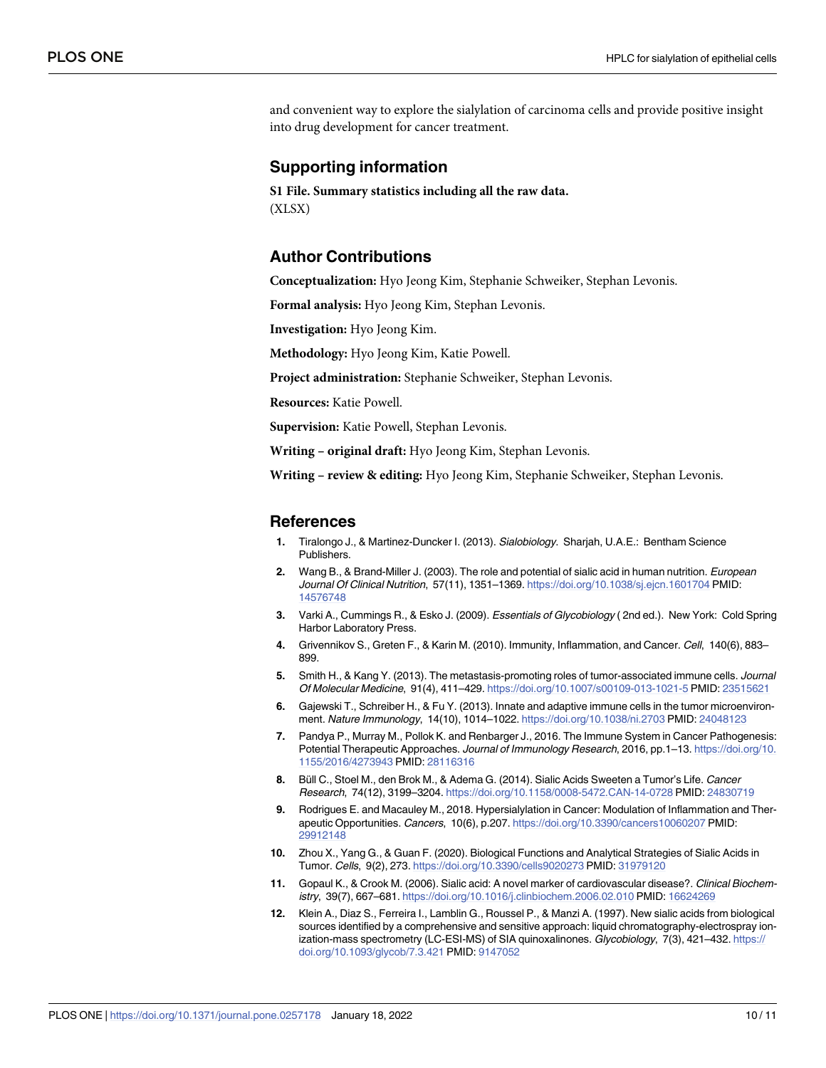and convenient way to explore the sialylation of carcinoma cells and provide positive insight into drug development for cancer treatment.

## Supporting information

**S1 File. Summary statistics including all the raw data.**
(XLSX)

## Author Contributions

**Conceptualization:** Hyo Jeong Kim, Stephanie Schweiker, Stephan Levonis.

**Formal analysis:** Hyo Jeong Kim, Stephan Levonis.

**Investigation:** Hyo Jeong Kim.

**Methodology:** Hyo Jeong Kim, Katie Powell.

**Project administration:** Stephanie Schweiker, Stephan Levonis.

**Resources:** Katie Powell.

**Supervision:** Katie Powell, Stephan Levonis.

**Writing – original draft:** Hyo Jeong Kim, Stephan Levonis.

**Writing – review & editing:** Hyo Jeong Kim, Stephanie Schweiker, Stephan Levonis.

## References

1. Tiralongo J., & Martinez-Duncker I. (2013). *Sialobiology*. Sharjah, U.A.E.: Bentham Science Publishers.
2. Wang B., & Brand-Miller J. (2003). The role and potential of sialic acid in human nutrition. *European Journal Of Clinical Nutrition*, 57(11), 1351–1369. https://doi.org/10.1038/sj.ejcn.1601704 PMID: 14576748
3. Varki A., Cummings R., & Esko J. (2009). *Essentials of Glycobiology* ( 2nd ed.). New York: Cold Spring Harbor Laboratory Press.
4. Grivennikov S., Greten F., & Karin M. (2010). Immunity, Inflammation, and Cancer. *Cell*, 140(6), 883–899.
5. Smith H., & Kang Y. (2013). The metastasis-promoting roles of tumor-associated immune cells. *Journal Of Molecular Medicine*, 91(4), 411–429. https://doi.org/10.1007/s00109-013-1021-5 PMID: 23515621
6. Gajewski T., Schreiber H., & Fu Y. (2013). Innate and adaptive immune cells in the tumor microenvironment. *Nature Immunology*, 14(10), 1014–1022. https://doi.org/10.1038/ni.2703 PMID: 24048123
7. Pandya P., Murray M., Pollok K. and Renbarger J., 2016. The Immune System in Cancer Pathogenesis: Potential Therapeutic Approaches. *Journal of Immunology Research*, 2016, pp.1–13. https://doi.org/10.1155/2016/4273943 PMID: 28116316
8. Büll C., Stoel M., den Brok M., & Adema G. (2014). Sialic Acids Sweeten a Tumor's Life. *Cancer Research*, 74(12), 3199–3204. https://doi.org/10.1158/0008-5472.CAN-14-0728 PMID: 24830719
9. Rodrigues E. and Macauley M., 2018. Hypersialylation in Cancer: Modulation of Inflammation and Therapeutic Opportunities. *Cancers*, 10(6), p.207. https://doi.org/10.3390/cancers10060207 PMID: 29912148
10. Zhou X., Yang G., & Guan F. (2020). Biological Functions and Analytical Strategies of Sialic Acids in Tumor. *Cells*, 9(2), 273. https://doi.org/10.3390/cells9020273 PMID: 31979120
11. Gopaul K., & Crook M. (2006). Sialic acid: A novel marker of cardiovascular disease?. *Clinical Biochemistry*, 39(7), 667–681. https://doi.org/10.1016/j.clinbiochem.2006.02.010 PMID: 16624269
12. Klein A., Diaz S., Ferreira I., Lamblin G., Roussel P., & Manzi A. (1997). New sialic acids from biological sources identified by a comprehensive and sensitive approach: liquid chromatography-electrospray ionization-mass spectrometry (LC-ESI-MS) of SIA quinoxalinones. *Glycobiology*, 7(3), 421–432. https://doi.org/10.1093/glycob/7.3.421 PMID: 9147052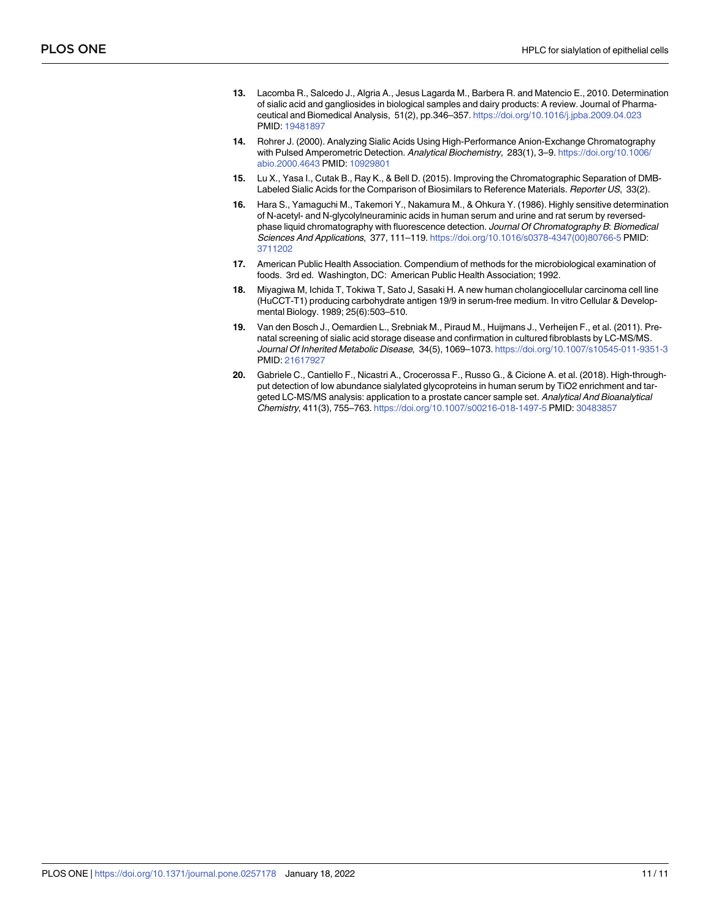13. Lacomba R., Salcedo J., Algria A., Jesus Lagarda M., Barbera R. and Matencio E., 2010. Determination of sialic acid and gangliosides in biological samples and dairy products: A review. Journal of Pharmaceutical and Biomedical Analysis, 51(2), pp.346–357. https://doi.org/10.1016/j.jpba.2009.04.023 PMID: 19481897

14. Rohrer J. (2000). Analyzing Sialic Acids Using High-Performance Anion-Exchange Chromatography with Pulsed Amperometric Detection. *Analytical Biochemistry*, 283(1), 3–9. https://doi.org/10.1006/abio.2000.4643 PMID: 10929801

15. Lu X., Yasa I., Cutak B., Ray K., & Bell D. (2015). Improving the Chromatographic Separation of DMB-Labeled Sialic Acids for the Comparison of Biosimilars to Reference Materials. *Reporter US*, 33(2).

16. Hara S., Yamaguchi M., Takemori Y., Nakamura M., & Ohkura Y. (1986). Highly sensitive determination of N-acetyl- and N-glycolylneuraminic acids in human serum and urine and rat serum by reversed-phase liquid chromatography with fluorescence detection. *Journal Of Chromatography B: Biomedical Sciences And Applications*, 377, 111–119. https://doi.org/10.1016/s0378-4347(00)80766-5 PMID: 3711202

17. American Public Health Association. Compendium of methods for the microbiological examination of foods. 3rd ed. Washington, DC: American Public Health Association; 1992.

18. Miyagiwa M, Ichida T, Tokiwa T, Sato J, Sasaki H. A new human cholangiocellular carcinoma cell line (HuCCT-T1) producing carbohydrate antigen 19/9 in serum-free medium. In vitro Cellular & Developmental Biology. 1989; 25(6):503–510.

19. Van den Bosch J., Oemardien L., Srebniak M., Piraud M., Huijmans J., Verheijen F., et al. (2011). Prenatal screening of sialic acid storage disease and confirmation in cultured fibroblasts by LC-MS/MS. *Journal Of Inherited Metabolic Disease*, 34(5), 1069–1073. https://doi.org/10.1007/s10545-011-9351-3 PMID: 21617927

20. Gabriele C., Cantiello F., Nicastri A., Crocerossa F., Russo G., & Cicione A. et al. (2018). High-throughput detection of low abundance sialylated glycoproteins in human serum by TiO2 enrichment and targeted LC-MS/MS analysis: application to a prostate cancer sample set. *Analytical And Bioanalytical Chemistry*, 411(3), 755–763. https://doi.org/10.1007/s00216-018-1497-5 PMID: 30483857